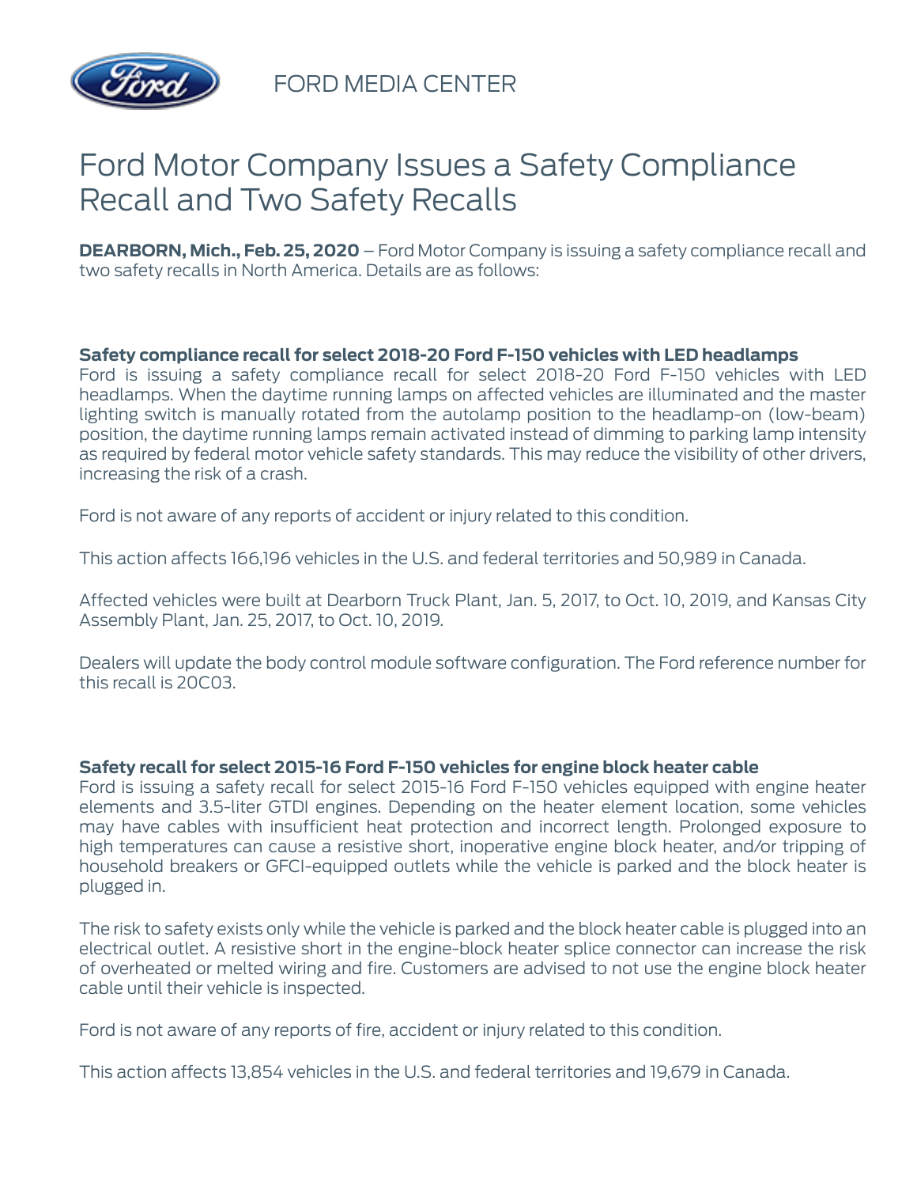FORD MEDIA CENTER

# Ford Motor Company Issues a Safety Compliance Recall and Two Safety Recalls

**DEARBORN, Mich., Feb. 25, 2020** – Ford Motor Company is issuing a safety compliance recall and two safety recalls in North America. Details are as follows:

**Safety compliance recall for select 2018-20 Ford F-150 vehicles with LED headlamps**
Ford is issuing a safety compliance recall for select 2018-20 Ford F-150 vehicles with LED headlamps. When the daytime running lamps on affected vehicles are illuminated and the master lighting switch is manually rotated from the autolamp position to the headlamp-on (low-beam) position, the daytime running lamps remain activated instead of dimming to parking lamp intensity as required by federal motor vehicle safety standards. This may reduce the visibility of other drivers, increasing the risk of a crash.

Ford is not aware of any reports of accident or injury related to this condition.

This action affects 166,196 vehicles in the U.S. and federal territories and 50,989 in Canada.

Affected vehicles were built at Dearborn Truck Plant, Jan. 5, 2017, to Oct. 10, 2019, and Kansas City Assembly Plant, Jan. 25, 2017, to Oct. 10, 2019.

Dealers will update the body control module software configuration. The Ford reference number for this recall is 20C03.

**Safety recall for select 2015-16 Ford F-150 vehicles for engine block heater cable**
Ford is issuing a safety recall for select 2015-16 Ford F-150 vehicles equipped with engine heater elements and 3.5-liter GTDI engines. Depending on the heater element location, some vehicles may have cables with insufficient heat protection and incorrect length. Prolonged exposure to high temperatures can cause a resistive short, inoperative engine block heater, and/or tripping of household breakers or GFCI-equipped outlets while the vehicle is parked and the block heater is plugged in.

The risk to safety exists only while the vehicle is parked and the block heater cable is plugged into an electrical outlet. A resistive short in the engine-block heater splice connector can increase the risk of overheated or melted wiring and fire. Customers are advised to not use the engine block heater cable until their vehicle is inspected.

Ford is not aware of any reports of fire, accident or injury related to this condition.

This action affects 13,854 vehicles in the U.S. and federal territories and 19,679 in Canada.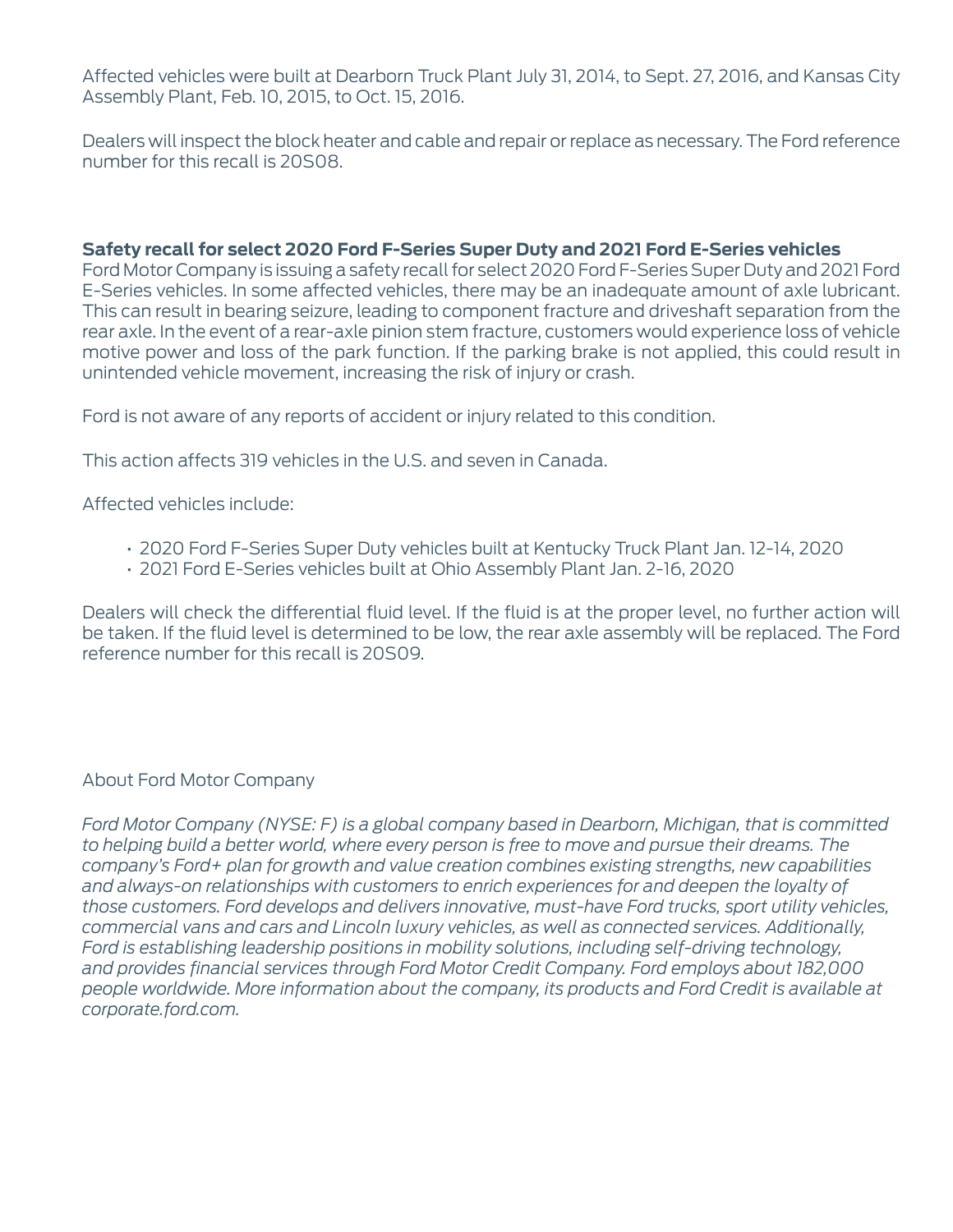Affected vehicles were built at Dearborn Truck Plant July 31, 2014, to Sept. 27, 2016, and Kansas City Assembly Plant, Feb. 10, 2015, to Oct. 15, 2016.

Dealers will inspect the block heater and cable and repair or replace as necessary. The Ford reference number for this recall is 20S08.

**Safety recall for select 2020 Ford F-Series Super Duty and 2021 Ford E-Series vehicles**

Ford Motor Company is issuing a safety recall for select 2020 Ford F-Series Super Duty and 2021 Ford E-Series vehicles. In some affected vehicles, there may be an inadequate amount of axle lubricant. This can result in bearing seizure, leading to component fracture and driveshaft separation from the rear axle. In the event of a rear-axle pinion stem fracture, customers would experience loss of vehicle motive power and loss of the park function. If the parking brake is not applied, this could result in unintended vehicle movement, increasing the risk of injury or crash.

Ford is not aware of any reports of accident or injury related to this condition.

This action affects 319 vehicles in the U.S. and seven in Canada.

Affected vehicles include:

- 2020 Ford F-Series Super Duty vehicles built at Kentucky Truck Plant Jan. 12-14, 2020
- 2021 Ford E-Series vehicles built at Ohio Assembly Plant Jan. 2-16, 2020

Dealers will check the differential fluid level. If the fluid is at the proper level, no further action will be taken. If the fluid level is determined to be low, the rear axle assembly will be replaced. The Ford reference number for this recall is 20S09.

About Ford Motor Company

*Ford Motor Company (NYSE: F) is a global company based in Dearborn, Michigan, that is committed to helping build a better world, where every person is free to move and pursue their dreams. The company's Ford+ plan for growth and value creation combines existing strengths, new capabilities and always-on relationships with customers to enrich experiences for and deepen the loyalty of those customers. Ford develops and delivers innovative, must-have Ford trucks, sport utility vehicles, commercial vans and cars and Lincoln luxury vehicles, as well as connected services. Additionally, Ford is establishing leadership positions in mobility solutions, including self-driving technology, and provides financial services through Ford Motor Credit Company. Ford employs about 182,000 people worldwide. More information about the company, its products and Ford Credit is available at corporate.ford.com.*